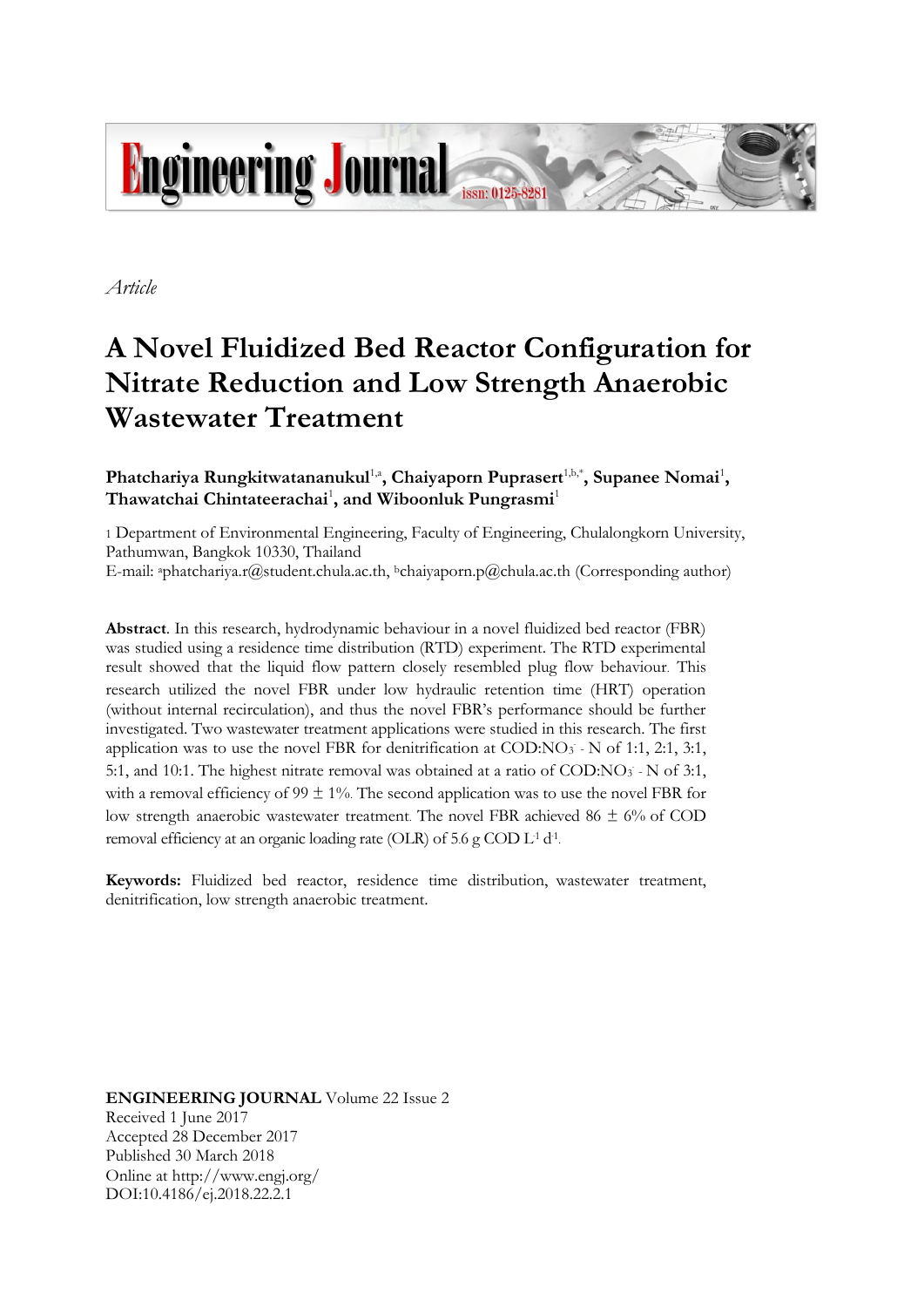*Article*

# A Novel Fluidized Bed Reactor Configuration for Nitrate Reduction and Low Strength Anaerobic Wastewater Treatment

**Phatchariya Rungkitwatananukul**[1,a], **Chaiyaporn Puprasert**[1,b,*], **Supanee Nomai**[1], **Thawatchai Chintateerachai**[1], **and Wiboonluk Pungrasmi**[1]

[1] Department of Environmental Engineering, Faculty of Engineering, Chulalongkorn University, Pathumwan, Bangkok 10330, Thailand

E-mail: [a]phatchariya.r@student.chula.ac.th, [b]chaiyaporn.p@chula.ac.th (Corresponding author)

**Abstract.** In this research, hydrodynamic behaviour in a novel fluidized bed reactor (FBR) was studied using a residence time distribution (RTD) experiment. The RTD experimental result showed that the liquid flow pattern closely resembled plug flow behaviour. This research utilized the novel FBR under low hydraulic retention time (HRT) operation (without internal recirculation), and thus the novel FBR's performance should be further investigated. Two wastewater treatment applications were studied in this research. The first application was to use the novel FBR for denitrification at COD:$NO_3^-$ - N of 1:1, 2:1, 3:1, 5:1, and 10:1. The highest nitrate removal was obtained at a ratio of COD:$NO_3^-$ - N of 3:1, with a removal efficiency of 99 ± 1%. The second application was to use the novel FBR for low strength anaerobic wastewater treatment. The novel FBR achieved 86 ± 6% of COD removal efficiency at an organic loading rate (OLR) of 5.6 g COD $L^{-1}$ $d^{-1}$.

**Keywords:** Fluidized bed reactor, residence time distribution, wastewater treatment, denitrification, low strength anaerobic treatment.

**ENGINEERING JOURNAL** Volume 22 Issue 2
Received 1 June 2017
Accepted 28 December 2017
Published 30 March 2018
Online at http://www.engj.org/
DOI:10.4186/ej.2018.22.2.1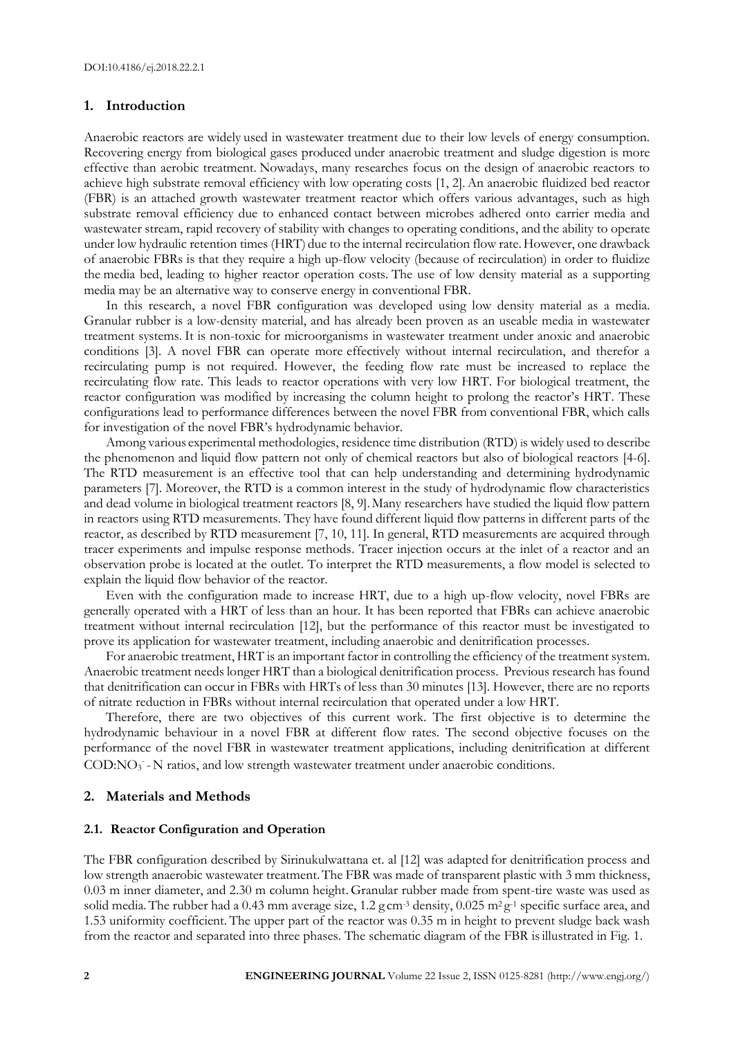## 1. Introduction

Anaerobic reactors are widely used in wastewater treatment due to their low levels of energy consumption. Recovering energy from biological gases produced under anaerobic treatment and sludge digestion is more effective than aerobic treatment. Nowadays, many researches focus on the design of anaerobic reactors to achieve high substrate removal efficiency with low operating costs [1, 2]. An anaerobic fluidized bed reactor (FBR) is an attached growth wastewater treatment reactor which offers various advantages, such as high substrate removal efficiency due to enhanced contact between microbes adhered onto carrier media and wastewater stream, rapid recovery of stability with changes to operating conditions, and the ability to operate under low hydraulic retention times (HRT) due to the internal recirculation flow rate. However, one drawback of anaerobic FBRs is that they require a high up-flow velocity (because of recirculation) in order to fluidize the media bed, leading to higher reactor operation costs. The use of low density material as a supporting media may be an alternative way to conserve energy in conventional FBR.

In this research, a novel FBR configuration was developed using low density material as a media. Granular rubber is a low-density material, and has already been proven as an useable media in wastewater treatment systems. It is non-toxic for microorganisms in wastewater treatment under anoxic and anaerobic conditions [3]. A novel FBR can operate more effectively without internal recirculation, and therefor a recirculating pump is not required. However, the feeding flow rate must be increased to replace the recirculating flow rate. This leads to reactor operations with very low HRT. For biological treatment, the reactor configuration was modified by increasing the column height to prolong the reactor's HRT. These configurations lead to performance differences between the novel FBR from conventional FBR, which calls for investigation of the novel FBR's hydrodynamic behavior.

Among various experimental methodologies, residence time distribution (RTD) is widely used to describe the phenomenon and liquid flow pattern not only of chemical reactors but also of biological reactors [4-6]. The RTD measurement is an effective tool that can help understanding and determining hydrodynamic parameters [7]. Moreover, the RTD is a common interest in the study of hydrodynamic flow characteristics and dead volume in biological treatment reactors [8, 9]. Many researchers have studied the liquid flow pattern in reactors using RTD measurements. They have found different liquid flow patterns in different parts of the reactor, as described by RTD measurement [7, 10, 11]. In general, RTD measurements are acquired through tracer experiments and impulse response methods. Tracer injection occurs at the inlet of a reactor and an observation probe is located at the outlet. To interpret the RTD measurements, a flow model is selected to explain the liquid flow behavior of the reactor.

Even with the configuration made to increase HRT, due to a high up-flow velocity, novel FBRs are generally operated with a HRT of less than an hour. It has been reported that FBRs can achieve anaerobic treatment without internal recirculation [12], but the performance of this reactor must be investigated to prove its application for wastewater treatment, including anaerobic and denitrification processes.

For anaerobic treatment, HRT is an important factor in controlling the efficiency of the treatment system. Anaerobic treatment needs longer HRT than a biological denitrification process. Previous research has found that denitrification can occur in FBRs with HRTs of less than 30 minutes [13]. However, there are no reports of nitrate reduction in FBRs without internal recirculation that operated under a low HRT.

Therefore, there are two objectives of this current work. The first objective is to determine the hydrodynamic behaviour in a novel FBR at different flow rates. The second objective focuses on the performance of the novel FBR in wastewater treatment applications, including denitrification at different COD:$NO_3^-$ - N ratios, and low strength wastewater treatment under anaerobic conditions.

## 2. Materials and Methods

### 2.1. Reactor Configuration and Operation

The FBR configuration described by Sirinukulwattana et. al [12] was adapted for denitrification process and low strength anaerobic wastewater treatment. The FBR was made of transparent plastic with 3 mm thickness, 0.03 m inner diameter, and 2.30 m column height. Granular rubber made from spent-tire waste was used as solid media. The rubber had a 0.43 mm average size, 1.2 g cm$^{-3}$ density, 0.025 m$^2$ g$^{-1}$ specific surface area, and 1.53 uniformity coefficient. The upper part of the reactor was 0.35 m in height to prevent sludge back wash from the reactor and separated into three phases. The schematic diagram of the FBR is illustrated in Fig. 1.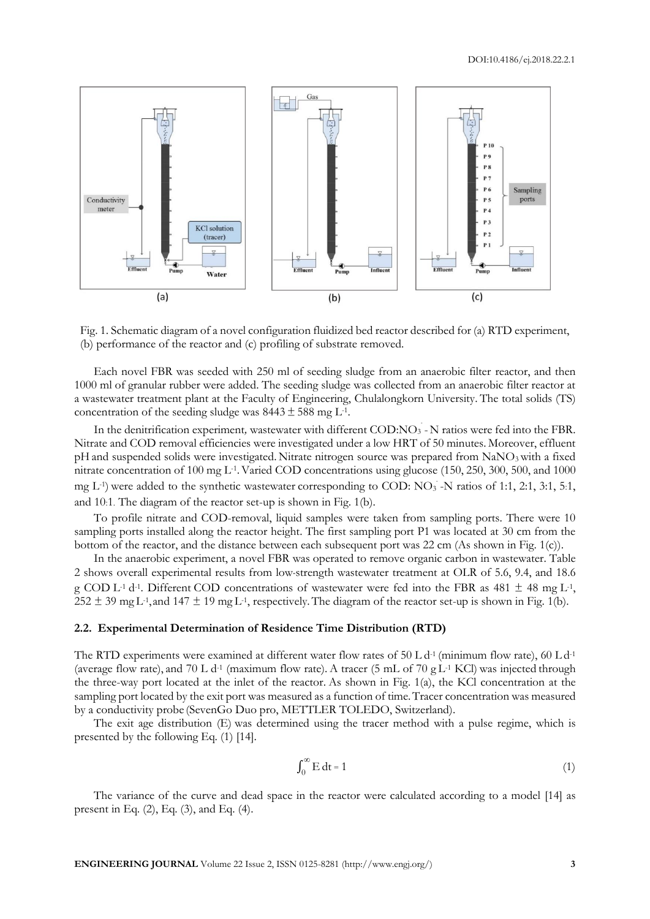Fig. 1. Schematic diagram of a novel configuration fluidized bed reactor described for (a) RTD experiment, (b) performance of the reactor and (c) profiling of substrate removed.

Each novel FBR was seeded with 250 ml of seeding sludge from an anaerobic filter reactor, and then 1000 ml of granular rubber were added. The seeding sludge was collected from an anaerobic filter reactor at a wastewater treatment plant at the Faculty of Engineering, Chulalongkorn University. The total solids (TS) concentration of the seeding sludge was $8443 \pm 588$ mg $L^{-1}$.

In the denitrification experiment, wastewater with different COD:$NO_3^-$-N ratios were fed into the FBR. Nitrate and COD removal efficiencies were investigated under a low HRT of 50 minutes. Moreover, effluent pH and suspended solids were investigated. Nitrate nitrogen source was prepared from $NaNO_3$ with a fixed nitrate concentration of 100 mg $L^{-1}$. Varied COD concentrations using glucose (150, 250, 300, 500, and 1000 mg $L^{-1}$) were added to the synthetic wastewater corresponding to COD: $NO_3^-$-N ratios of 1:1, 2:1, 3:1, 5:1, and 10:1. The diagram of the reactor set-up is shown in Fig. 1(b).

To profile nitrate and COD-removal, liquid samples were taken from sampling ports. There were 10 sampling ports installed along the reactor height. The first sampling port P1 was located at 30 cm from the bottom of the reactor, and the distance between each subsequent port was 22 cm (As shown in Fig. 1(c)).

In the anaerobic experiment, a novel FBR was operated to remove organic carbon in wastewater. Table 2 shows overall experimental results from low-strength wastewater treatment at OLR of 5.6, 9.4, and 18.6 g COD $L^{-1}$ $d^{-1}$. Different COD concentrations of wastewater were fed into the FBR as $481 \pm 48$ mg $L^{-1}$, $252 \pm 39$ mg $L^{-1}$, and $147 \pm 19$ mg $L^{-1}$, respectively. The diagram of the reactor set-up is shown in Fig. 1(b).

### 2.2. Experimental Determination of Residence Time Distribution (RTD)

The RTD experiments were examined at different water flow rates of 50 L $d^{-1}$ (minimum flow rate), 60 L $d^{-1}$ (average flow rate), and 70 L $d^{-1}$ (maximum flow rate). A tracer (5 mL of 70 g $L^{-1}$ KCl) was injected through the three-way port located at the inlet of the reactor. As shown in Fig. 1(a), the KCl concentration at the sampling port located by the exit port was measured as a function of time. Tracer concentration was measured by a conductivity probe (SevenGo Duo pro, METTLER TOLEDO, Switzerland).

The exit age distribution (E) was determined using the tracer method with a pulse regime, which is presented by the following Eq. (1) [14].

$$\int_0^{\infty} E \, dt = 1 \tag{1}$$

The variance of the curve and dead space in the reactor were calculated according to a model [14] as present in Eq. (2), Eq. (3), and Eq. (4).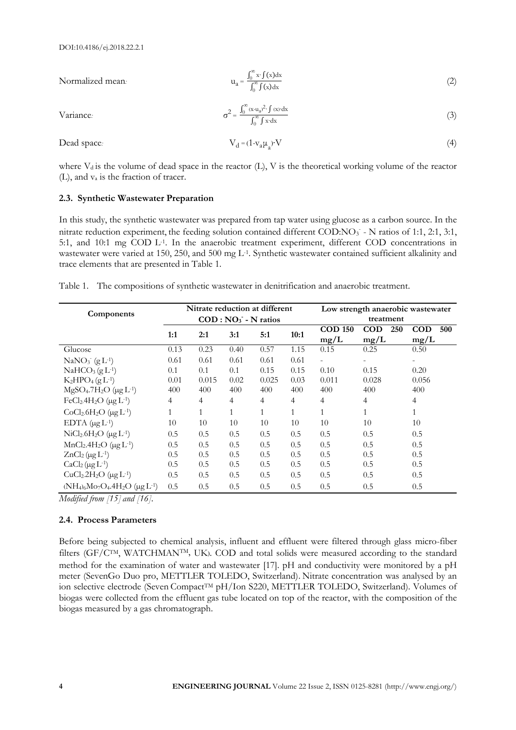Normalized mean:

$$u_a = \frac{\int_0^\infty x \cdot \int(x)dx}{\int_0^\infty \int(x)dx} \tag{2}$$

Variance:

$$\sigma^2 = \frac{\int_0^\infty (x-u_a)^2 \cdot \int(x) \cdot dx}{\int_0^\infty \int x \cdot dx} \tag{3}$$

Dead space:

$$V_d = (1 - v_a \mu_a) \cdot V \tag{4}$$

where $V_d$ is the volume of dead space in the reactor (L), V is the theoretical working volume of the reactor (L), and $v_a$ is the fraction of tracer.

### 2.3. Synthetic Wastewater Preparation

In this study, the synthetic wastewater was prepared from tap water using glucose as a carbon source. In the nitrate reduction experiment, the feeding solution contained different COD:$NO_3^-$ - N ratios of 1:1, 2:1, 3:1, 5:1, and 10:1 mg COD $L^{-1}$. In the anaerobic treatment experiment, different COD concentrations in wastewater were varied at 150, 250, and 500 mg $L^{-1}$. Synthetic wastewater contained sufficient alkalinity and trace elements that are presented in Table 1.

Table 1. The compositions of synthetic wastewater in denitrification and anaerobic treatment.

| Components | Nitrate reduction at different COD : $NO_3^-$ - N ratios | | | | | Low strength anaerobic wastewater treatment | | |
|---|---|---|---|---|---|---|---|---|
| | 1:1 | 2:1 | 3:1 | 5:1 | 10:1 | COD 150 mg/L | COD 250 mg/L | COD 500 mg/L |
| Glucose | 0.13 | 0.23 | 0.40 | 0.57 | 1.15 | 0.15 | 0.25 | 0.50 |
| $NaNO_3^-$ (g $L^{-1}$) | 0.61 | 0.61 | 0.61 | 0.61 | 0.61 | - | - | - |
| $NaHCO_3$ (g $L^{-1}$) | 0.1 | 0.1 | 0.1 | 0.15 | 0.15 | 0.10 | 0.15 | 0.20 |
| $K_2HPO_4$ (g $L^{-1}$) | 0.01 | 0.015 | 0.02 | 0.025 | 0.03 | 0.011 | 0.028 | 0.056 |
| $MgSO_4.7H_2O$ (μg $L^{-1}$) | 400 | 400 | 400 | 400 | 400 | 400 | 400 | 400 |
| $FeCl_2.4H_2O$ (μg $L^{-1}$) | 4 | 4 | 4 | 4 | 4 | 4 | 4 | 4 |
| $CoCl_2.6H_2O$ (μg $L^{-1}$) | 1 | 1 | 1 | 1 | 1 | 1 | 1 | 1 |
| EDTA (μg $L^{-1}$) | 10 | 10 | 10 | 10 | 10 | 10 | 10 | 10 |
| $NiCl_2.6H_2O$ (μg $L^{-1}$) | 0.5 | 0.5 | 0.5 | 0.5 | 0.5 | 0.5 | 0.5 | 0.5 |
| $MnCl_2.4H_2O$ (μg $L^{-1}$) | 0.5 | 0.5 | 0.5 | 0.5 | 0.5 | 0.5 | 0.5 | 0.5 |
| $ZnCl_2$ (μg $L^{-1}$) | 0.5 | 0.5 | 0.5 | 0.5 | 0.5 | 0.5 | 0.5 | 0.5 |
| $CaCl_2$ (μg $L^{-1}$) | 0.5 | 0.5 | 0.5 | 0.5 | 0.5 | 0.5 | 0.5 | 0.5 |
| $CuCl_2.2H_2O$ (μg $L^{-1}$) | 0.5 | 0.5 | 0.5 | 0.5 | 0.5 | 0.5 | 0.5 | 0.5 |
| $(NH_4)_6Mo_7O_4.4H_2O$ (μg $L^{-1}$) | 0.5 | 0.5 | 0.5 | 0.5 | 0.5 | 0.5 | 0.5 | 0.5 |

*Modified from [15] and [16].*

### 2.4. Process Parameters

Before being subjected to chemical analysis, influent and effluent were filtered through glass micro-fiber filters (GF/C™, WATCHMAN™, UK). COD and total solids were measured according to the standard method for the examination of water and wastewater [17]. pH and conductivity were monitored by a pH meter (SevenGo Duo pro, METTLER TOLEDO, Switzerland). Nitrate concentration was analysed by an ion selective electrode (Seven Compact™ pH/Ion S220, METTLER TOLEDO, Switzerland). Volumes of biogas were collected from the effluent gas tube located on top of the reactor, with the composition of the biogas measured by a gas chromatograph.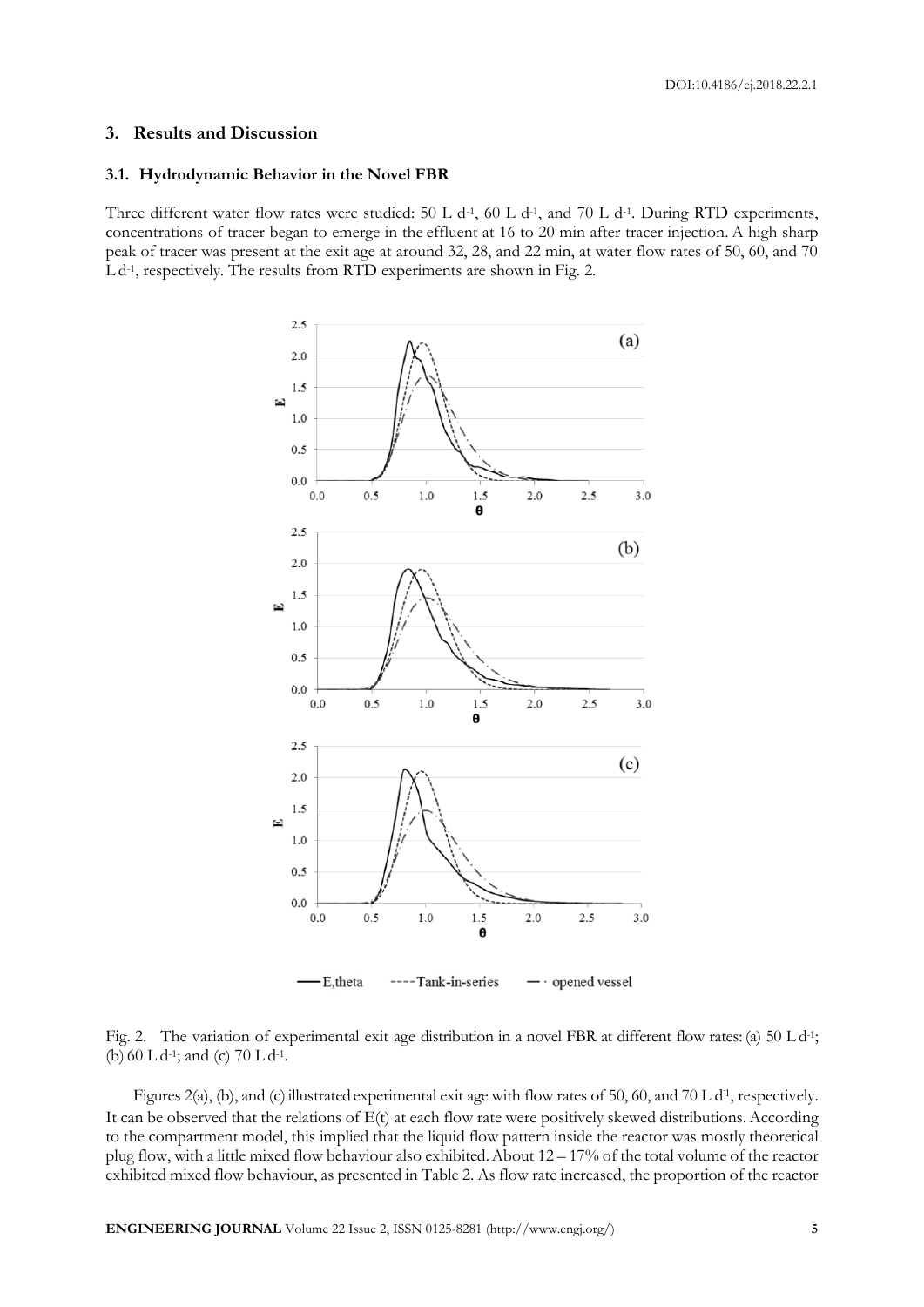## 3. Results and Discussion

### 3.1. Hydrodynamic Behavior in the Novel FBR

Three different water flow rates were studied: 50 L d$^{-1}$, 60 L d$^{-1}$, and 70 L d$^{-1}$. During RTD experiments, concentrations of tracer began to emerge in the effluent at 16 to 20 min after tracer injection. A high sharp peak of tracer was present at the exit age at around 32, 28, and 22 min, at water flow rates of 50, 60, and 70 L d$^{-1}$, respectively. The results from RTD experiments are shown in Fig. 2.

Fig. 2. The variation of experimental exit age distribution in a novel FBR at different flow rates: (a) 50 L d$^{-1}$; (b) 60 L d$^{-1}$; and (c) 70 L d$^{-1}$.

Figures 2(a), (b), and (c) illustrated experimental exit age with flow rates of 50, 60, and 70 L d$^{-1}$, respectively. It can be observed that the relations of E(t) at each flow rate were positively skewed distributions. According to the compartment model, this implied that the liquid flow pattern inside the reactor was mostly theoretical plug flow, with a little mixed flow behaviour also exhibited. About 12 – 17% of the total volume of the reactor exhibited mixed flow behaviour, as presented in Table 2. As flow rate increased, the proportion of the reactor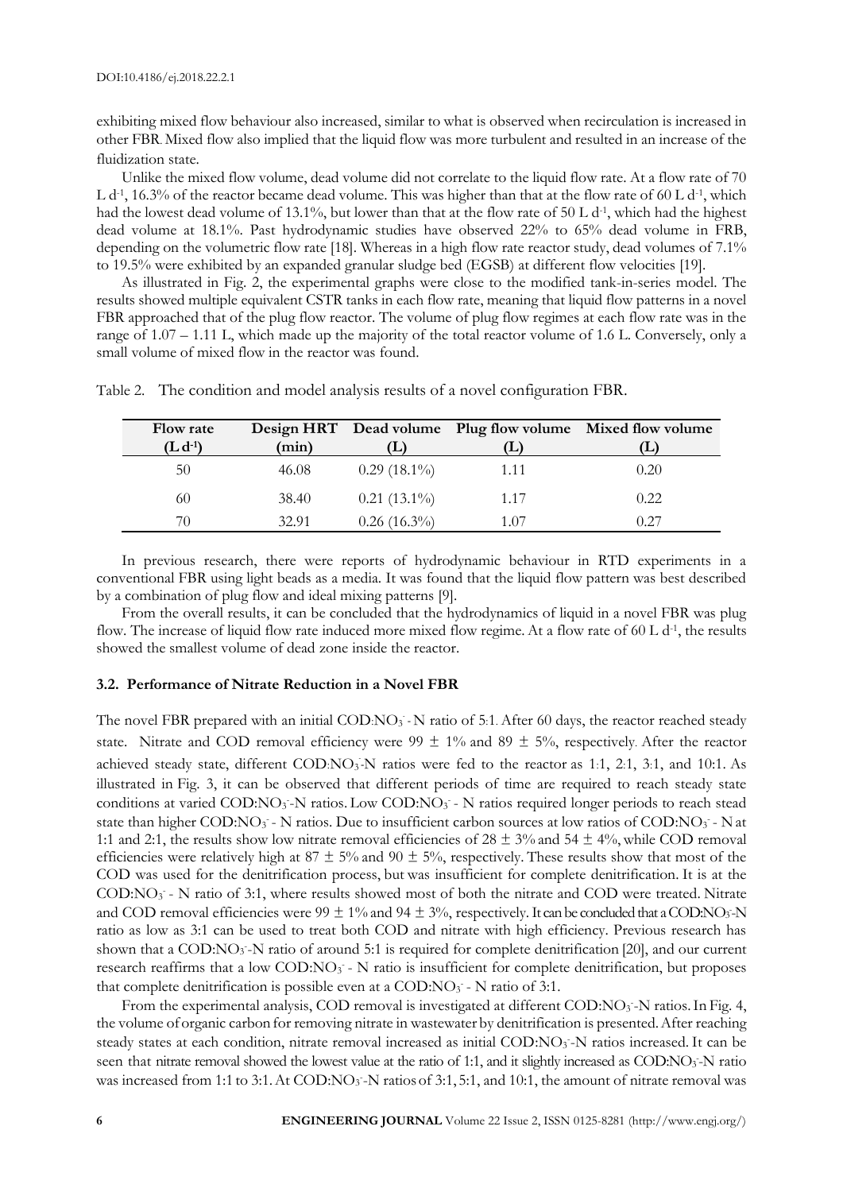exhibiting mixed flow behaviour also increased, similar to what is observed when recirculation is increased in other FBR. Mixed flow also implied that the liquid flow was more turbulent and resulted in an increase of the fluidization state.

Unlike the mixed flow volume, dead volume did not correlate to the liquid flow rate. At a flow rate of 70 L $d^{-1}$, 16.3% of the reactor became dead volume. This was higher than that at the flow rate of 60 L $d^{-1}$, which had the lowest dead volume of 13.1%, but lower than that at the flow rate of 50 L $d^{-1}$, which had the highest dead volume at 18.1%. Past hydrodynamic studies have observed 22% to 65% dead volume in FRB, depending on the volumetric flow rate [18]. Whereas in a high flow rate reactor study, dead volumes of 7.1% to 19.5% were exhibited by an expanded granular sludge bed (EGSB) at different flow velocities [19].

As illustrated in Fig. 2, the experimental graphs were close to the modified tank-in-series model. The results showed multiple equivalent CSTR tanks in each flow rate, meaning that liquid flow patterns in a novel FBR approached that of the plug flow reactor. The volume of plug flow regimes at each flow rate was in the range of 1.07 – 1.11 L, which made up the majority of the total reactor volume of 1.6 L. Conversely, only a small volume of mixed flow in the reactor was found.

Table 2. The condition and model analysis results of a novel configuration FBR.

| **Flow rate ($L\,d^{-1}$)** | **Design HRT (min)** | **Dead volume (L)** | **Plug flow volume (L)** | **Mixed flow volume (L)** |
|---|---|---|---|---|
| 50 | 46.08 | 0.29 (18.1%) | 1.11 | 0.20 |
| 60 | 38.40 | 0.21 (13.1%) | 1.17 | 0.22 |
| 70 | 32.91 | 0.26 (16.3%) | 1.07 | 0.27 |

In previous research, there were reports of hydrodynamic behaviour in RTD experiments in a conventional FBR using light beads as a media. It was found that the liquid flow pattern was best described by a combination of plug flow and ideal mixing patterns [9].

From the overall results, it can be concluded that the hydrodynamics of liquid in a novel FBR was plug flow. The increase of liquid flow rate induced more mixed flow regime. At a flow rate of 60 L $d^{-1}$, the results showed the smallest volume of dead zone inside the reactor.

### 3.2. Performance of Nitrate Reduction in a Novel FBR

The novel FBR prepared with an initial COD:$NO_3^-$ - N ratio of 5:1. After 60 days, the reactor reached steady state. Nitrate and COD removal efficiency were 99 ± 1% and 89 ± 5%, respectively. After the reactor achieved steady state, different COD:$NO_3^-$-N ratios were fed to the reactor as 1:1, 2:1, 3:1, and 10:1. As illustrated in Fig. 3, it can be observed that different periods of time are required to reach steady state conditions at varied COD:$NO_3^-$-N ratios. Low COD:$NO_3^-$ - N ratios required longer periods to reach stead state than higher COD:$NO_3^-$ - N ratios. Due to insufficient carbon sources at low ratios of COD:$NO_3^-$ - N at 1:1 and 2:1, the results show low nitrate removal efficiencies of 28 ± 3% and 54 ± 4%, while COD removal efficiencies were relatively high at 87 ± 5% and 90 ± 5%, respectively. These results show that most of the COD was used for the denitrification process, but was insufficient for complete denitrification. It is at the COD:$NO_3^-$ - N ratio of 3:1, where results showed most of both the nitrate and COD were treated. Nitrate and COD removal efficiencies were 99 ± 1% and 94 ± 3%, respectively. It can be concluded that a COD:$NO_3^-$-N ratio as low as 3:1 can be used to treat both COD and nitrate with high efficiency. Previous research has shown that a COD:$NO_3^-$-N ratio of around 5:1 is required for complete denitrification [20], and our current research reaffirms that a low COD:$NO_3^-$ - N ratio is insufficient for complete denitrification, but proposes that complete denitrification is possible even at a COD:$NO_3^-$ - N ratio of 3:1.

From the experimental analysis, COD removal is investigated at different COD:$NO_3^-$-N ratios. In Fig. 4, the volume of organic carbon for removing nitrate in wastewater by denitrification is presented. After reaching steady states at each condition, nitrate removal increased as initial COD:$NO_3^-$-N ratios increased. It can be seen that nitrate removal showed the lowest value at the ratio of 1:1, and it slightly increased as COD:$NO_3^-$-N ratio was increased from 1:1 to 3:1. At COD:$NO_3^-$-N ratios of 3:1, 5:1, and 10:1, the amount of nitrate removal was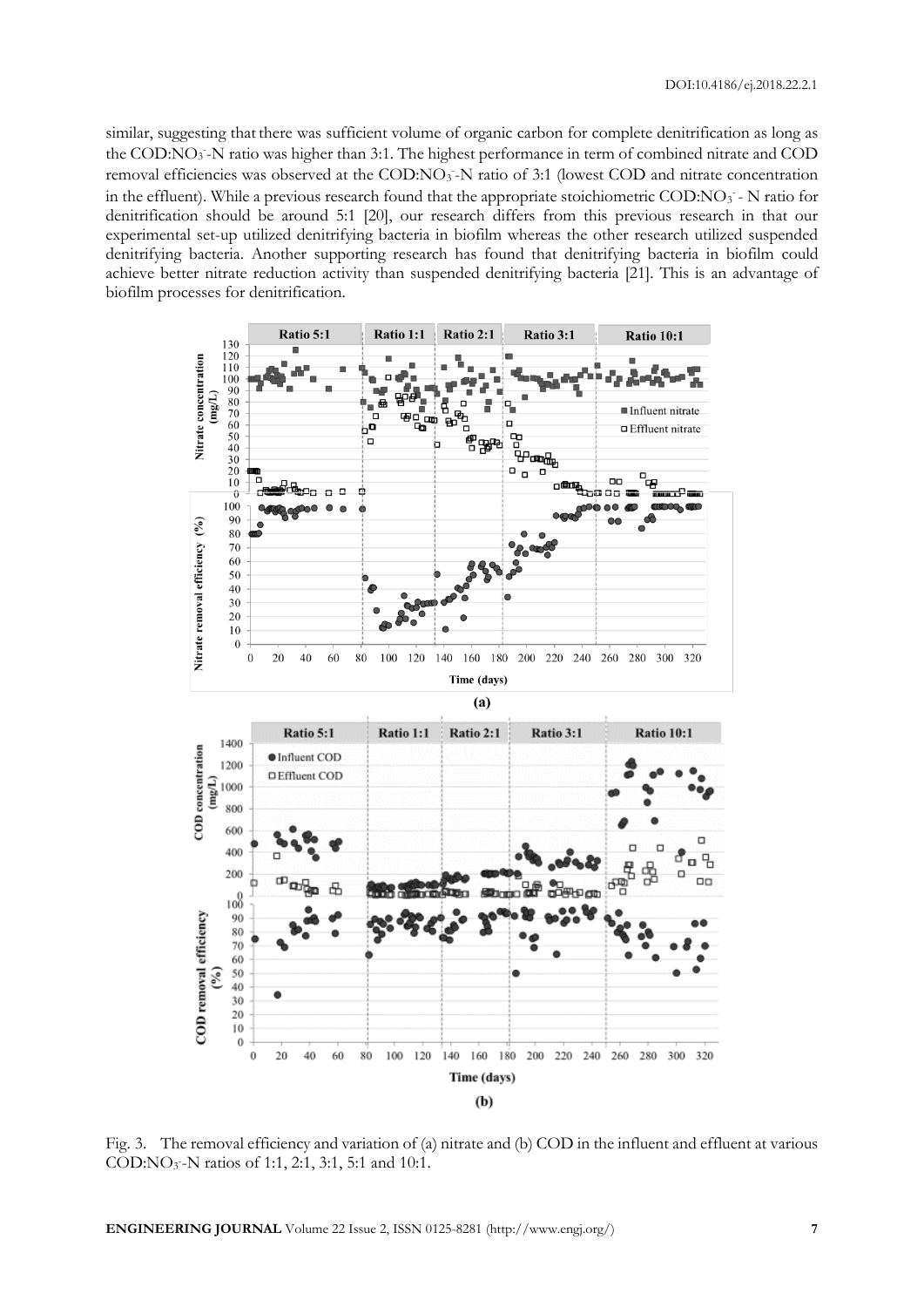similar, suggesting that there was sufficient volume of organic carbon for complete denitrification as long as the COD:$NO_3^-$-N ratio was higher than 3:1. The highest performance in term of combined nitrate and COD removal efficiencies was observed at the COD:$NO_3^-$-N ratio of 3:1 (lowest COD and nitrate concentration in the effluent). While a previous research found that the appropriate stoichiometric COD:$NO_3^-$ - N ratio for denitrification should be around 5:1 [20], our research differs from this previous research in that our experimental set-up utilized denitrifying bacteria in biofilm whereas the other research utilized suspended denitrifying bacteria. Another supporting research has found that denitrifying bacteria in biofilm could achieve better nitrate reduction activity than suspended denitrifying bacteria [21]. This is an advantage of biofilm processes for denitrification.

Fig. 3. The removal efficiency and variation of (a) nitrate and (b) COD in the influent and effluent at various COD:$NO_3^-$-N ratios of 1:1, 2:1, 3:1, 5:1 and 10:1.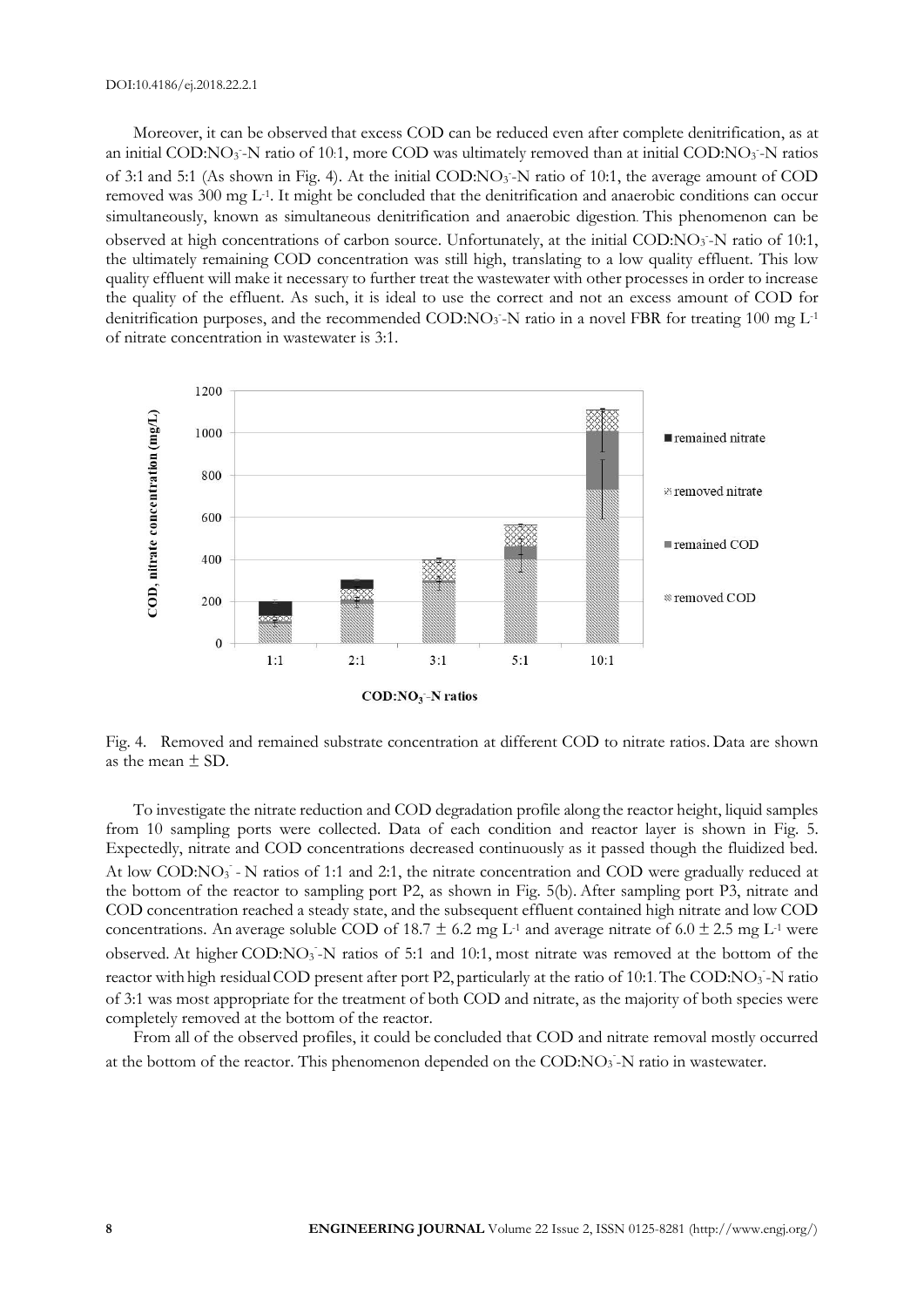Moreover, it can be observed that excess COD can be reduced even after complete denitrification, as at an initial COD:$NO_3^-$-N ratio of 10:1, more COD was ultimately removed than at initial COD:$NO_3^-$-N ratios of 3:1 and 5:1 (As shown in Fig. 4). At the initial COD:$NO_3^-$-N ratio of 10:1, the average amount of COD removed was 300 mg $L^{-1}$. It might be concluded that the denitrification and anaerobic conditions can occur simultaneously, known as simultaneous denitrification and anaerobic digestion. This phenomenon can be observed at high concentrations of carbon source. Unfortunately, at the initial COD:$NO_3^-$-N ratio of 10:1, the ultimately remaining COD concentration was still high, translating to a low quality effluent. This low quality effluent will make it necessary to further treat the wastewater with other processes in order to increase the quality of the effluent. As such, it is ideal to use the correct and not an excess amount of COD for denitrification purposes, and the recommended COD:$NO_3^-$-N ratio in a novel FBR for treating 100 mg $L^{-1}$ of nitrate concentration in wastewater is 3:1.

Fig. 4. Removed and remained substrate concentration at different COD to nitrate ratios. Data are shown as the mean ± SD.

To investigate the nitrate reduction and COD degradation profile along the reactor height, liquid samples from 10 sampling ports were collected. Data of each condition and reactor layer is shown in Fig. 5. Expectedly, nitrate and COD concentrations decreased continuously as it passed though the fluidized bed. At low COD:$NO_3^-$ - N ratios of 1:1 and 2:1, the nitrate concentration and COD were gradually reduced at the bottom of the reactor to sampling port P2, as shown in Fig. 5(b). After sampling port P3, nitrate and COD concentration reached a steady state, and the subsequent effluent contained high nitrate and low COD concentrations. An average soluble COD of 18.7 ± 6.2 mg $L^{-1}$ and average nitrate of 6.0 ± 2.5 mg $L^{-1}$ were observed. At higher COD:$NO_3^-$-N ratios of 5:1 and 10:1, most nitrate was removed at the bottom of the reactor with high residual COD present after port P2, particularly at the ratio of 10:1. The COD:$NO_3^-$-N ratio of 3:1 was most appropriate for the treatment of both COD and nitrate, as the majority of both species were completely removed at the bottom of the reactor.

From all of the observed profiles, it could be concluded that COD and nitrate removal mostly occurred at the bottom of the reactor. This phenomenon depended on the COD:$NO_3^-$-N ratio in wastewater.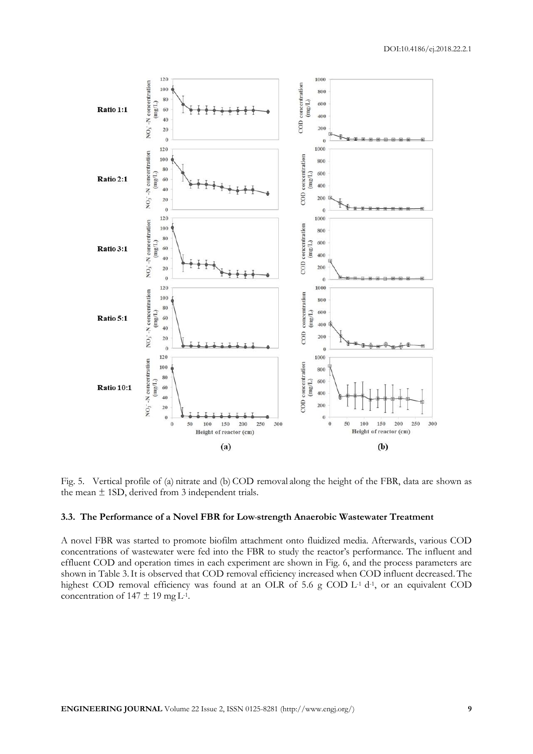Fig. 5. Vertical profile of (a) nitrate and (b) COD removal along the height of the FBR, data are shown as the mean ± 1SD, derived from 3 independent trials.

### 3.3. The Performance of a Novel FBR for Low-strength Anaerobic Wastewater Treatment

A novel FBR was started to promote biofilm attachment onto fluidized media. Afterwards, various COD concentrations of wastewater were fed into the FBR to study the reactor's performance. The influent and effluent COD and operation times in each experiment are shown in Fig. 6, and the process parameters are shown in Table 3. It is observed that COD removal efficiency increased when COD influent decreased. The highest COD removal efficiency was found at an OLR of 5.6 g COD $L^{-1}$ $d^{-1}$, or an equivalent COD concentration of 147 ± 19 mg $L^{-1}$.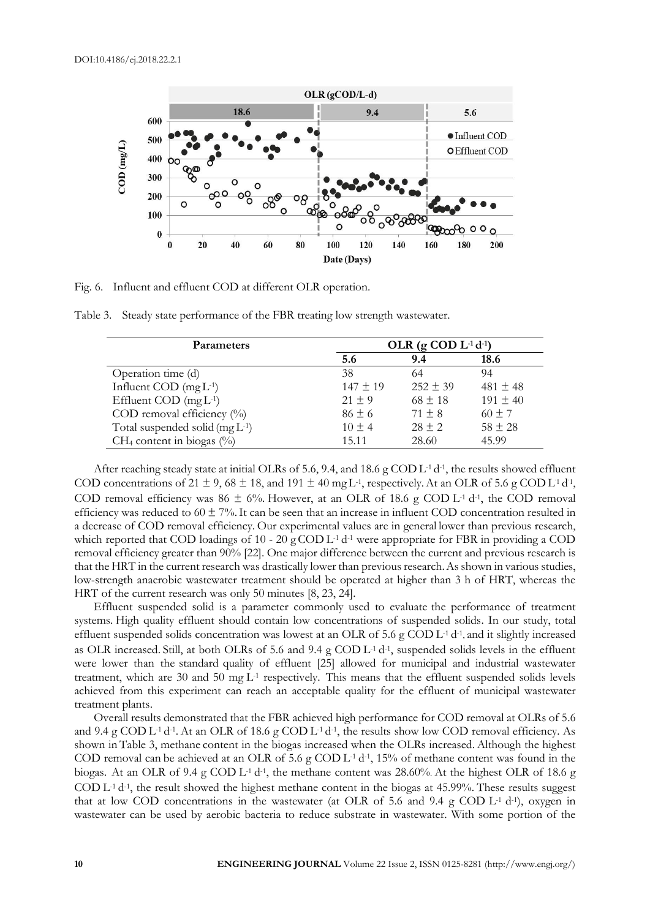Fig. 6. Influent and effluent COD at different OLR operation.

Table 3. Steady state performance of the FBR treating low strength wastewater.

| Parameters | OLR (g COD $L^{-1}$ $d^{-1}$) | | |
|---|---|---|---|
| | 5.6 | 9.4 | 18.6 |
| Operation time (d) | 38 | 64 | 94 |
| Influent COD (mg $L^{-1}$) | 147 ± 19 | 252 ± 39 | 481 ± 48 |
| Effluent COD (mg $L^{-1}$) | 21 ± 9 | 68 ± 18 | 191 ± 40 |
| COD removal efficiency (%) | 86 ± 6 | 71 ± 8 | 60 ± 7 |
| Total suspended solid (mg $L^{-1}$) | 10 ± 4 | 28 ± 2 | 58 ± 28 |
| $CH_4$ content in biogas (%) | 15.11 | 28.60 | 45.99 |

After reaching steady state at initial OLRs of 5.6, 9.4, and 18.6 g COD $L^{-1}$ $d^{-1}$, the results showed effluent COD concentrations of 21 ± 9, 68 ± 18, and 191 ± 40 mg $L^{-1}$, respectively. At an OLR of 5.6 g COD $L^{-1}$ $d^{-1}$, COD removal efficiency was 86 ± 6%. However, at an OLR of 18.6 g COD $L^{-1}$ $d^{-1}$, the COD removal efficiency was reduced to 60 ± 7%. It can be seen that an increase in influent COD concentration resulted in a decrease of COD removal efficiency. Our experimental values are in general lower than previous research, which reported that COD loadings of 10 - 20 g COD $L^{-1}$ $d^{-1}$ were appropriate for FBR in providing a COD removal efficiency greater than 90% [22]. One major difference between the current and previous research is that the HRT in the current research was drastically lower than previous research. As shown in various studies, low-strength anaerobic wastewater treatment should be operated at higher than 3 h of HRT, whereas the HRT of the current research was only 50 minutes [8, 23, 24].

Effluent suspended solid is a parameter commonly used to evaluate the performance of treatment systems. High quality effluent should contain low concentrations of suspended solids. In our study, total effluent suspended solids concentration was lowest at an OLR of 5.6 g COD $L^{-1}$ $d^{-1}$, and it slightly increased as OLR increased. Still, at both OLRs of 5.6 and 9.4 g COD $L^{-1}$ $d^{-1}$, suspended solids levels in the effluent were lower than the standard quality of effluent [25] allowed for municipal and industrial wastewater treatment, which are 30 and 50 mg $L^{-1}$ respectively. This means that the effluent suspended solids levels achieved from this experiment can reach an acceptable quality for the effluent of municipal wastewater treatment plants.

Overall results demonstrated that the FBR achieved high performance for COD removal at OLRs of 5.6 and 9.4 g COD $L^{-1}$ $d^{-1}$. At an OLR of 18.6 g COD $L^{-1}$ $d^{-1}$, the results show low COD removal efficiency. As shown in Table 3, methane content in the biogas increased when the OLRs increased. Although the highest COD removal can be achieved at an OLR of 5.6 g COD $L^{-1}$ $d^{-1}$, 15% of methane content was found in the biogas. At an OLR of 9.4 g COD $L^{-1}$ $d^{-1}$, the methane content was 28.60%. At the highest OLR of 18.6 g COD $L^{-1}$ $d^{-1}$, the result showed the highest methane content in the biogas at 45.99%. These results suggest that at low COD concentrations in the wastewater (at OLR of 5.6 and 9.4 g COD $L^{-1}$ $d^{-1}$), oxygen in wastewater can be used by aerobic bacteria to reduce substrate in wastewater. With some portion of the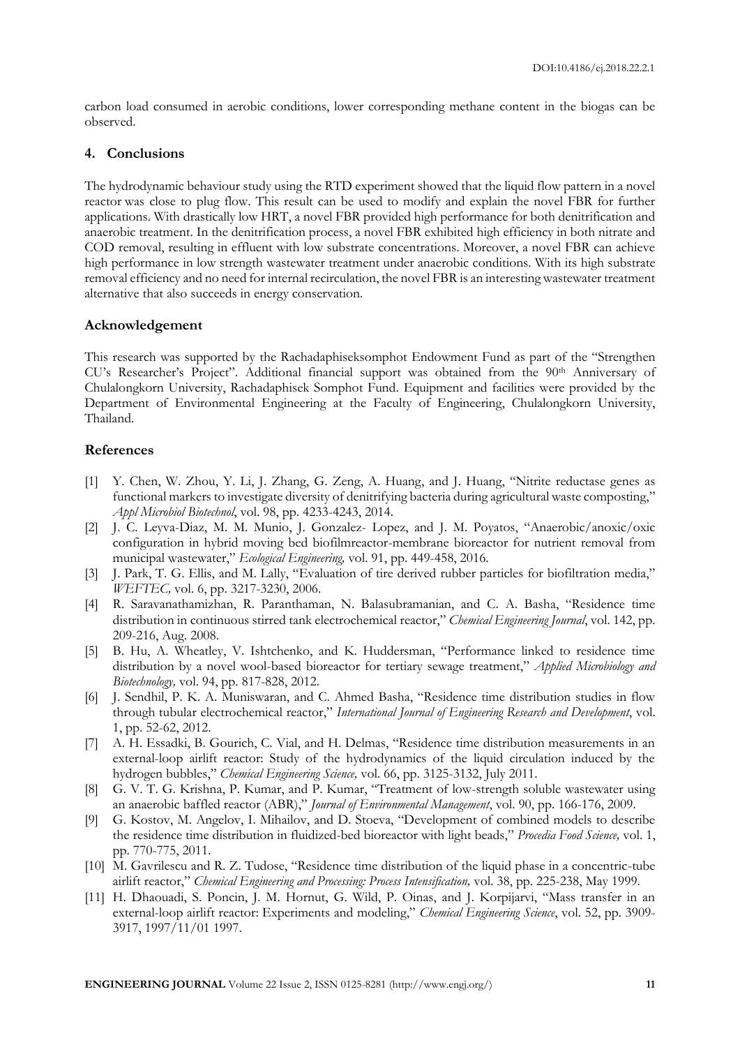carbon load consumed in aerobic conditions, lower corresponding methane content in the biogas can be observed.

## 4. Conclusions

The hydrodynamic behaviour study using the RTD experiment showed that the liquid flow pattern in a novel reactor was close to plug flow. This result can be used to modify and explain the novel FBR for further applications. With drastically low HRT, a novel FBR provided high performance for both denitrification and anaerobic treatment. In the denitrification process, a novel FBR exhibited high efficiency in both nitrate and COD removal, resulting in effluent with low substrate concentrations. Moreover, a novel FBR can achieve high performance in low strength wastewater treatment under anaerobic conditions. With its high substrate removal efficiency and no need for internal recirculation, the novel FBR is an interesting wastewater treatment alternative that also succeeds in energy conservation.

## Acknowledgement

This research was supported by the Rachadaphiseksomphot Endowment Fund as part of the "Strengthen CU's Researcher's Project". Additional financial support was obtained from the 90th Anniversary of Chulalongkorn University, Rachadaphisek Somphot Fund. Equipment and facilities were provided by the Department of Environmental Engineering at the Faculty of Engineering, Chulalongkorn University, Thailand.

## References

[1] Y. Chen, W. Zhou, Y. Li, J. Zhang, G. Zeng, A. Huang, and J. Huang, "Nitrite reductase genes as functional markers to investigate diversity of denitrifying bacteria during agricultural waste composting," *Appl Microbiol Biotechnol*, vol. 98, pp. 4233-4243, 2014.

[2] J. C. Leyva-Diaz, M. M. Munio, J. Gonzalez- Lopez, and J. M. Poyatos, "Anaerobic/anoxic/oxic configuration in hybrid moving bed biofilmreactor-membrane bioreactor for nutrient removal from municipal wastewater," *Ecological Engineering,* vol. 91, pp. 449-458, 2016.

[3] J. Park, T. G. Ellis, and M. Lally, "Evaluation of tire derived rubber particles for biofiltration media," *WEFTEC,* vol. 6, pp. 3217-3230, 2006.

[4] R. Saravanathamizhan, R. Paranthaman, N. Balasubramanian, and C. A. Basha, "Residence time distribution in continuous stirred tank electrochemical reactor," *Chemical Engineering Journal*, vol. 142, pp. 209-216, Aug. 2008.

[5] B. Hu, A. Wheatley, V. Ishtchenko, and K. Huddersman, "Performance linked to residence time distribution by a novel wool-based bioreactor for tertiary sewage treatment," *Applied Microbiology and Biotechnology,* vol. 94, pp. 817-828, 2012.

[6] J. Sendhil, P. K. A. Muniswaran, and C. Ahmed Basha, "Residence time distribution studies in flow through tubular electrochemical reactor," *International Journal of Engineering Research and Development*, vol. 1, pp. 52-62, 2012.

[7] A. H. Essadki, B. Gourich, C. Vial, and H. Delmas, "Residence time distribution measurements in an external-loop airlift reactor: Study of the hydrodynamics of the liquid circulation induced by the hydrogen bubbles," *Chemical Engineering Science,* vol. 66, pp. 3125-3132, July 2011.

[8] G. V. T. G. Krishna, P. Kumar, and P. Kumar, "Treatment of low-strength soluble wastewater using an anaerobic baffled reactor (ABR)," *Journal of Environmental Management*, vol. 90, pp. 166-176, 2009.

[9] G. Kostov, M. Angelov, I. Mihailov, and D. Stoeva, "Development of combined models to describe the residence time distribution in fluidized-bed bioreactor with light beads," *Procedia Food Science,* vol. 1, pp. 770-775, 2011.

[10] M. Gavrilescu and R. Z. Tudose, "Residence time distribution of the liquid phase in a concentric-tube airlift reactor," *Chemical Engineering and Processing: Process Intensification,* vol. 38, pp. 225-238, May 1999.

[11] H. Dhaouadi, S. Poncin, J. M. Hornut, G. Wild, P. Oinas, and J. Korpijarvi, "Mass transfer in an external-loop airlift reactor: Experiments and modeling," *Chemical Engineering Science*, vol. 52, pp. 3909-3917, 1997/11/01 1997.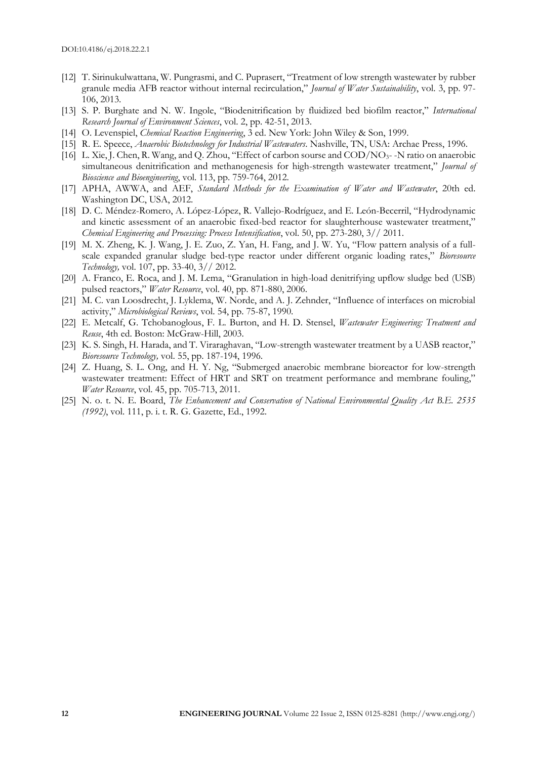[12] T. Sirinukulwattana, W. Pungrasmi, and C. Puprasert, "Treatment of low strength wastewater by rubber granule media AFB reactor without internal recirculation," *Journal of Water Sustainability*, vol. 3, pp. 97-106, 2013.

[13] S. P. Burghate and N. W. Ingole, "Biodenitrification by fluidized bed biofilm reactor," *International Research Journal of Environment Sciences*, vol. 2, pp. 42-51, 2013.

[14] O. Levenspiel, *Chemical Reaction Engineering*, 3 ed. New York: John Wiley & Son, 1999.

[15] R. E. Speece, *Anaerobic Biotechnology for Industrial Wastewaters*. Nashville, TN, USA: Archae Press, 1996.

[16] L. Xie, J. Chen, R. Wang, and Q. Zhou, "Effect of carbon sourse and COD/$NO_3$- -N ratio on anaerobic simultaneous denitrification and methanogenesis for high-strength wastewater treatment," *Journal of Bioscience and Bioengineering*, vol. 113, pp. 759-764, 2012.

[17] APHA, AWWA, and AEF, *Standard Methods for the Examination of Water and Wastewater*, 20th ed. Washington DC, USA, 2012.

[18] D. C. Méndez-Romero, A. López-López, R. Vallejo-Rodríguez, and E. León-Becerril, "Hydrodynamic and kinetic assessment of an anaerobic fixed-bed reactor for slaughterhouse wastewater treatment," *Chemical Engineering and Processing: Process Intensification*, vol. 50, pp. 273-280, 3// 2011.

[19] M. X. Zheng, K. J. Wang, J. E. Zuo, Z. Yan, H. Fang, and J. W. Yu, "Flow pattern analysis of a full-scale expanded granular sludge bed-type reactor under different organic loading rates," *Bioresource Technology,* vol. 107, pp. 33-40, 3// 2012.

[20] A. Franco, E. Roca, and J. M. Lema, "Granulation in high-load denitrifying upflow sludge bed (USB) pulsed reactors," *Water Resource*, vol. 40, pp. 871-880, 2006.

[21] M. C. van Loosdrecht, J. Lyklema, W. Norde, and A. J. Zehnder, "Influence of interfaces on microbial activity," *Microbiological Reviews*, vol. 54, pp. 75-87, 1990.

[22] E. Metcalf, G. Tchobanoglous, F. L. Burton, and H. D. Stensel, *Wastewater Engineering: Treatment and Reuse*, 4th ed. Boston: McGraw-Hill, 2003.

[23] K. S. Singh, H. Harada, and T. Viraraghavan, "Low-strength wastewater treatment by a UASB reactor," *Bioresource Technology,* vol. 55, pp. 187-194, 1996.

[24] Z. Huang, S. L. Ong, and H. Y. Ng, "Submerged anaerobic membrane bioreactor for low-strength wastewater treatment: Effect of HRT and SRT on treatment performance and membrane fouling," *Water Resource*, vol. 45, pp. 705-713, 2011.

[25] N. o. t. N. E. Board, *The Enhancement and Conservation of National Environmental Quality Act B.E. 2535 (1992)*, vol. 111, p. i. t. R. G. Gazette, Ed., 1992.